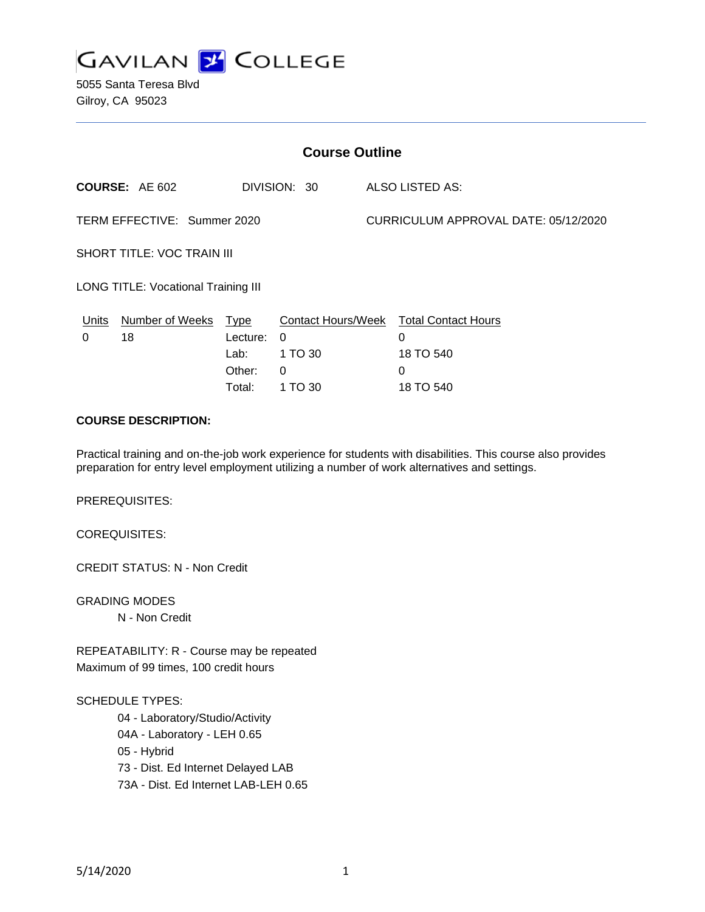GAVILAN COLLEGE

5055 Santa Teresa Blvd
Gilroy, CA 95023

## Course Outline

**COURSE:** AE 602 DIVISION: 30 ALSO LISTED AS:

TERM EFFECTIVE: Summer 2020 CURRICULUM APPROVAL DATE: 05/12/2020

SHORT TITLE: VOC TRAIN III

LONG TITLE: Vocational Training III

| Units | Number of Weeks | Type | Contact Hours/Week | Total Contact Hours |
|---|---|---|---|---|
| 0 | 18 | Lecture: | 0 | 0 |
| | | Lab: | 1 TO 30 | 18 TO 540 |
| | | Other: | 0 | 0 |
| | | Total: | 1 TO 30 | 18 TO 540 |

**COURSE DESCRIPTION:**

Practical training and on-the-job work experience for students with disabilities. This course also provides preparation for entry level employment utilizing a number of work alternatives and settings.

PREREQUISITES:

COREQUISITES:

CREDIT STATUS: N - Non Credit

GRADING MODES

N - Non Credit

REPEATABILITY: R - Course may be repeated
Maximum of 99 times, 100 credit hours

SCHEDULE TYPES:

04 - Laboratory/Studio/Activity
04A - Laboratory - LEH 0.65
05 - Hybrid
73 - Dist. Ed Internet Delayed LAB
73A - Dist. Ed Internet LAB-LEH 0.65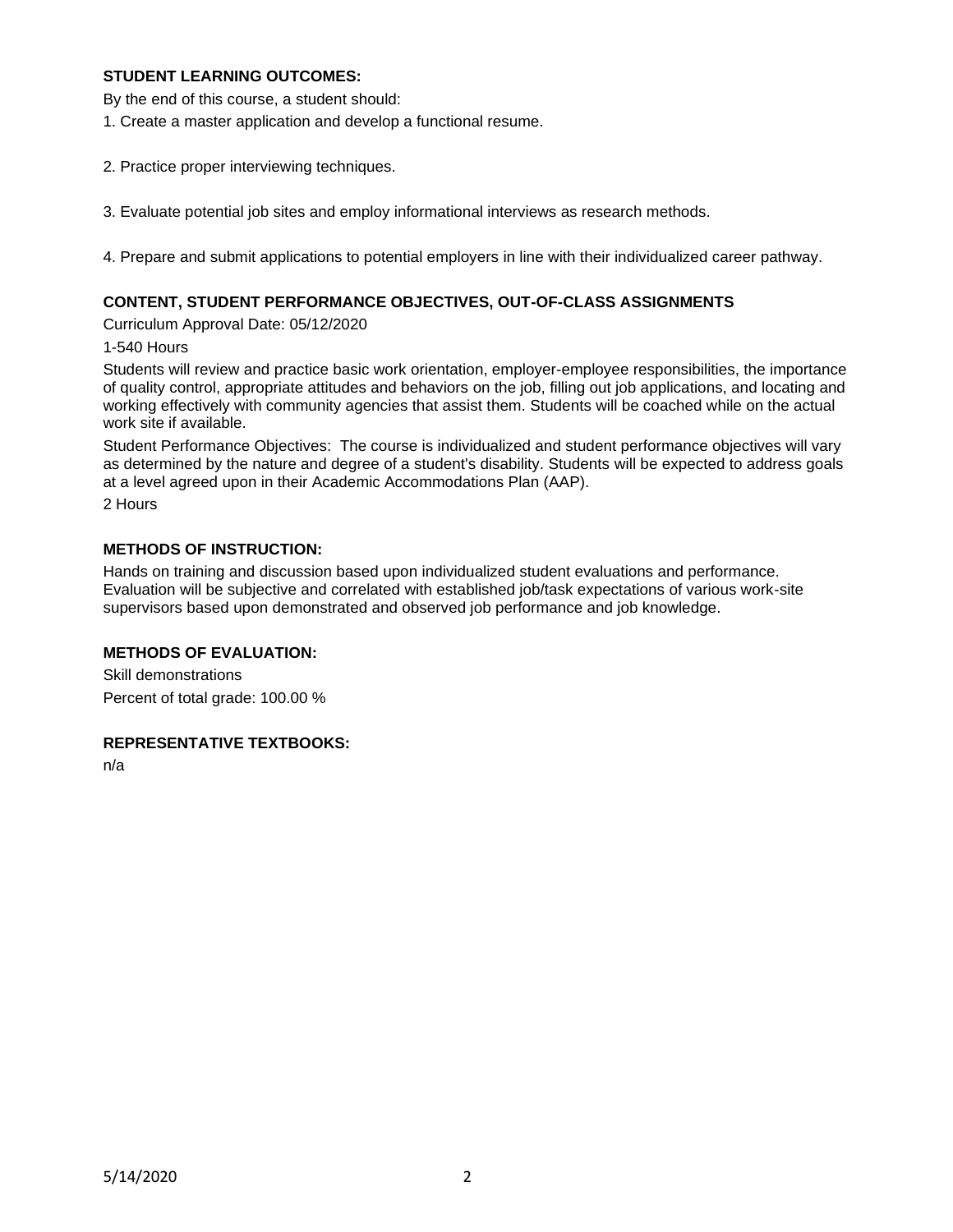## STUDENT LEARNING OUTCOMES:

By the end of this course, a student should:

1. Create a master application and develop a functional resume.

2. Practice proper interviewing techniques.

3. Evaluate potential job sites and employ informational interviews as research methods.

4. Prepare and submit applications to potential employers in line with their individualized career pathway.

## CONTENT, STUDENT PERFORMANCE OBJECTIVES, OUT-OF-CLASS ASSIGNMENTS

Curriculum Approval Date: 05/12/2020

1-540 Hours

Students will review and practice basic work orientation, employer-employee responsibilities, the importance of quality control, appropriate attitudes and behaviors on the job, filling out job applications, and locating and working effectively with community agencies that assist them. Students will be coached while on the actual work site if available.

Student Performance Objectives: The course is individualized and student performance objectives will vary as determined by the nature and degree of a student's disability. Students will be expected to address goals at a level agreed upon in their Academic Accommodations Plan (AAP).

2 Hours

## METHODS OF INSTRUCTION:

Hands on training and discussion based upon individualized student evaluations and performance. Evaluation will be subjective and correlated with established job/task expectations of various work-site supervisors based upon demonstrated and observed job performance and job knowledge.

## METHODS OF EVALUATION:

Skill demonstrations

Percent of total grade: 100.00 %

## REPRESENTATIVE TEXTBOOKS:

n/a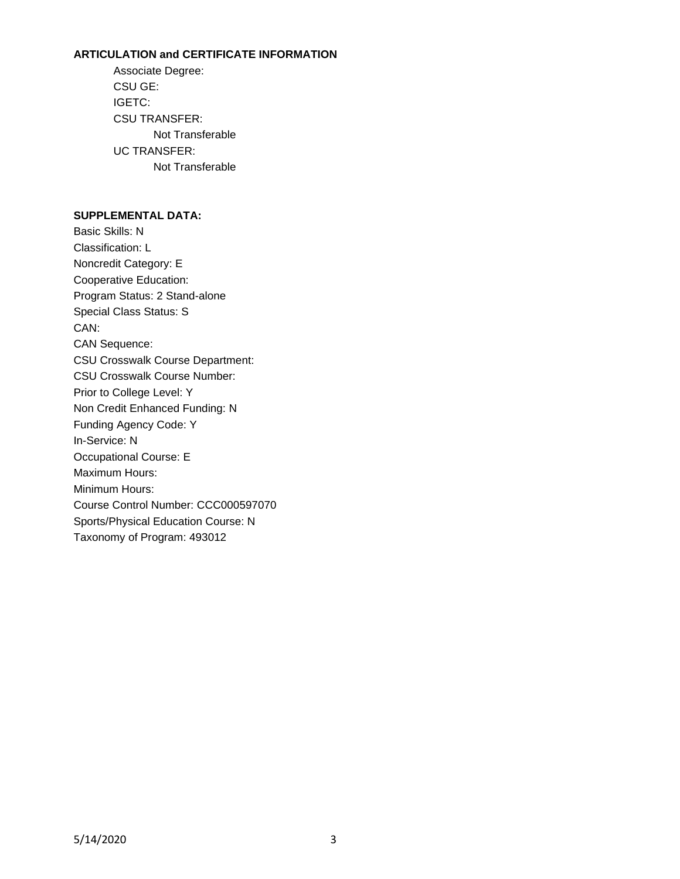**ARTICULATION and CERTIFICATE INFORMATION**

Associate Degree:
CSU GE:
IGETC:
CSU TRANSFER:
Not Transferable
UC TRANSFER:
Not Transferable

**SUPPLEMENTAL DATA:**

Basic Skills: N
Classification: L
Noncredit Category: E
Cooperative Education:
Program Status: 2 Stand-alone
Special Class Status: S
CAN:
CAN Sequence:
CSU Crosswalk Course Department:
CSU Crosswalk Course Number:
Prior to College Level: Y
Non Credit Enhanced Funding: N
Funding Agency Code: Y
In-Service: N
Occupational Course: E
Maximum Hours:
Minimum Hours:
Course Control Number: CCC000597070
Sports/Physical Education Course: N
Taxonomy of Program: 493012